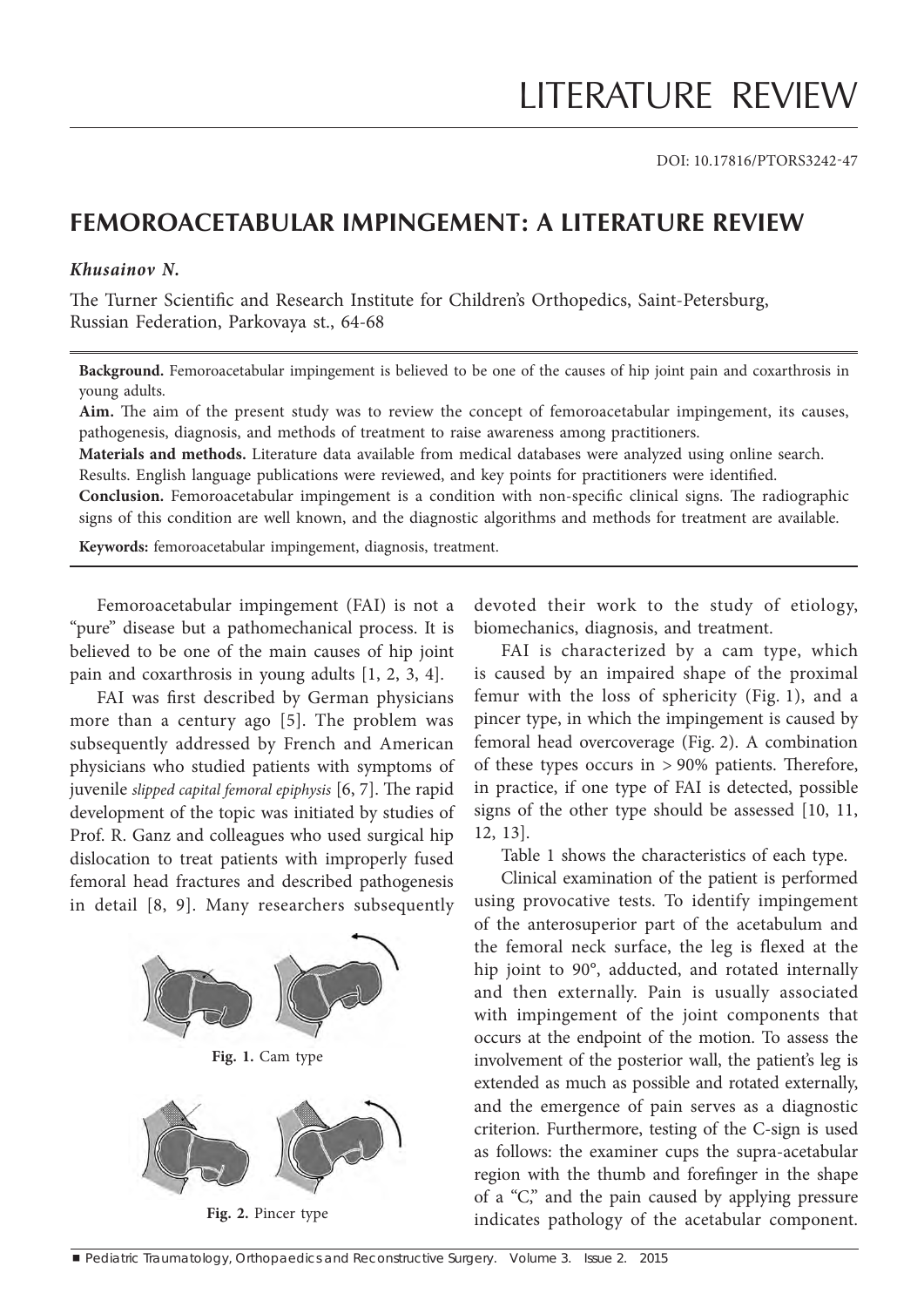LITERATURE REVIEW

DOI: 10.17816/PTORS3242-47

# FEMOROACETABULAR IMPINGEMENT: A LITERATURE REVIEW

***Khusainov N.***

The Turner Scientific and Research Institute for Children's Orthopedics, Saint-Petersburg, Russian Federation, Parkovaya st., 64-68

**Background.** Femoroacetabular impingement is believed to be one of the causes of hip joint pain and coxarthrosis in young adults.

**Aim.** The aim of the present study was to review the concept of femoroacetabular impingement, its causes, pathogenesis, diagnosis, and methods of treatment to raise awareness among practitioners.

**Materials and methods.** Literature data available from medical databases were analyzed using online search.

Results. English language publications were reviewed, and key points for practitioners were identified.

**Conclusion.** Femoroacetabular impingement is a condition with non-specific clinical signs. The radiographic signs of this condition are well known, and the diagnostic algorithms and methods for treatment are available.

**Keywords:** femoroacetabular impingement, diagnosis, treatment.

Femoroacetabular impingement (FAI) is not a "pure" disease but a pathomechanical process. It is believed to be one of the main causes of hip joint pain and coxarthrosis in young adults [1, 2, 3, 4].

FAI was first described by German physicians more than a century ago [5]. The problem was subsequently addressed by French and American physicians who studied patients with symptoms of juvenile *slipped capital femoral epiphysis* [6, 7]. The rapid development of the topic was initiated by studies of Prof. R. Ganz and colleagues who used surgical hip dislocation to treat patients with improperly fused femoral head fractures and described pathogenesis in detail [8, 9]. Many researchers subsequently devoted their work to the study of etiology, biomechanics, diagnosis, and treatment.

**Fig. 1.** Cam type

**Fig. 2.** Pincer type

FAI is characterized by a cam type, which is caused by an impaired shape of the proximal femur with the loss of sphericity (Fig. 1), and a pincer type, in which the impingement is caused by femoral head overcoverage (Fig. 2). A combination of these types occurs in > 90% patients. Therefore, in practice, if one type of FAI is detected, possible signs of the other type should be assessed [10, 11, 12, 13].

Table 1 shows the characteristics of each type.

Clinical examination of the patient is performed using provocative tests. To identify impingement of the anterosuperior part of the acetabulum and the femoral neck surface, the leg is flexed at the hip joint to 90°, adducted, and rotated internally and then externally. Pain is usually associated with impingement of the joint components that occurs at the endpoint of the motion. To assess the involvement of the posterior wall, the patient's leg is extended as much as possible and rotated externally, and the emergence of pain serves as a diagnostic criterion. Furthermore, testing of the C-sign is used as follows: the examiner cups the supra-acetabular region with the thumb and forefinger in the shape of a "C," and the pain caused by applying pressure indicates pathology of the acetabular component.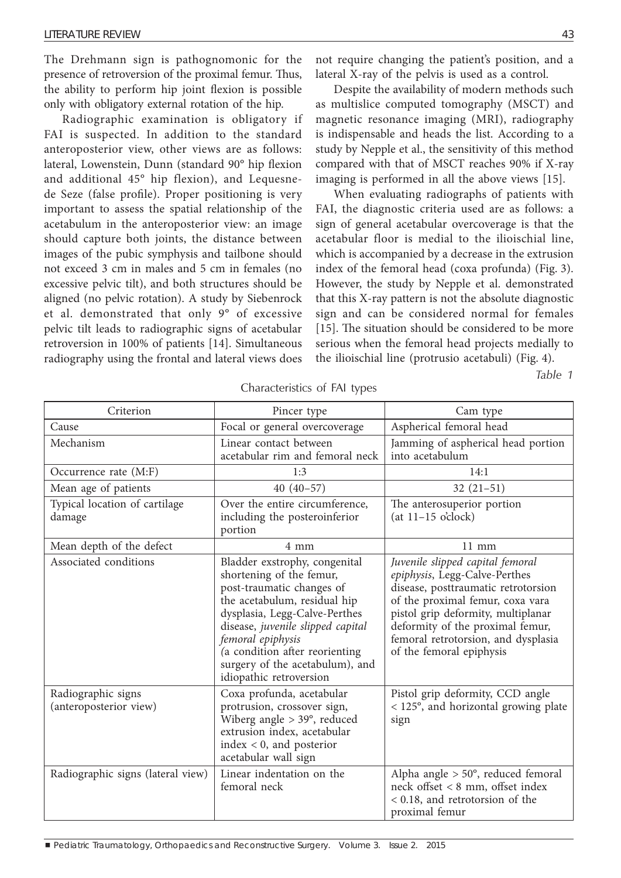The Drehmann sign is pathognomonic for the presence of retroversion of the proximal femur. Thus, the ability to perform hip joint flexion is possible only with obligatory external rotation of the hip.

Radiographic examination is obligatory if FAI is suspected. In addition to the standard anteroposterior view, other views are as follows: lateral, Lowenstein, Dunn (standard 90° hip flexion and additional 45° hip flexion), and Lequesne-de Seze (false profile). Proper positioning is very important to assess the spatial relationship of the acetabulum in the anteroposterior view: an image should capture both joints, the distance between images of the pubic symphysis and tailbone should not exceed 3 cm in males and 5 cm in females (no excessive pelvic tilt), and both structures should be aligned (no pelvic rotation). A study by Siebenrock et al. demonstrated that only 9° of excessive pelvic tilt leads to radiographic signs of acetabular retroversion in 100% of patients [14]. Simultaneous radiography using the frontal and lateral views does not require changing the patient's position, and a lateral X-ray of the pelvis is used as a control.

Despite the availability of modern methods such as multislice computed tomography (MSCT) and magnetic resonance imaging (MRI), radiography is indispensable and heads the list. According to a study by Nepple et al., the sensitivity of this method compared with that of MSCT reaches 90% if X-ray imaging is performed in all the above views [15].

When evaluating radiographs of patients with FAI, the diagnostic criteria used are as follows: a sign of general acetabular overcoverage is that the acetabular floor is medial to the ilioischial line, which is accompanied by a decrease in the extrusion index of the femoral head (coxa profunda) (Fig. 3). However, the study by Nepple et al. demonstrated that this X-ray pattern is not the absolute diagnostic sign and can be considered normal for females [15]. The situation should be considered to be more serious when the femoral head projects medially to the ilioischial line (protrusio acetabuli) (Fig. 4).

*Table 1*

Characteristics of FAI types

| Criterion | Pincer type | Cam type |
|---|---|---|
| Cause | Focal or general overcoverage | Aspherical femoral head |
| Mechanism | Linear contact between acetabular rim and femoral neck | Jamming of aspherical head portion into acetabulum |
| Occurrence rate (M:F) | 1:3 | 14:1 |
| Mean age of patients | 40 (40–57) | 32 (21–51) |
| Typical location of cartilage damage | Over the entire circumference, including the posteroinferior portion | The anterosuperior portion (at 11–15 o'clock) |
| Mean depth of the defect | 4 mm | 11 mm |
| Associated conditions | Bladder exstrophy, congenital shortening of the femur, post-traumatic changes of the acetabulum, residual hip dysplasia, Legg-Calve-Perthes disease, *juvenile slipped capital femoral epiphysis* (a condition after reorienting surgery of the acetabulum), and idiopathic retroversion | *Juvenile slipped capital femoral epiphysis*, Legg-Calve-Perthes disease, posttraumatic retrotorsion of the proximal femur, coxa vara pistol grip deformity, multiplanar deformity of the proximal femur, femoral retrotorsion, and dysplasia of the femoral epiphysis |
| Radiographic signs (anteroposterior view) | Coxa profunda, acetabular protrusion, crossover sign, Wiberg angle > 39°, reduced extrusion index, acetabular index < 0, and posterior acetabular wall sign | Pistol grip deformity, CCD angle < 125°, and horizontal growing plate sign |
| Radiographic signs (lateral view) | Linear indentation on the femoral neck | Alpha angle > 50°, reduced femoral neck offset < 8 mm, offset index < 0.18, and retrotorsion of the proximal femur |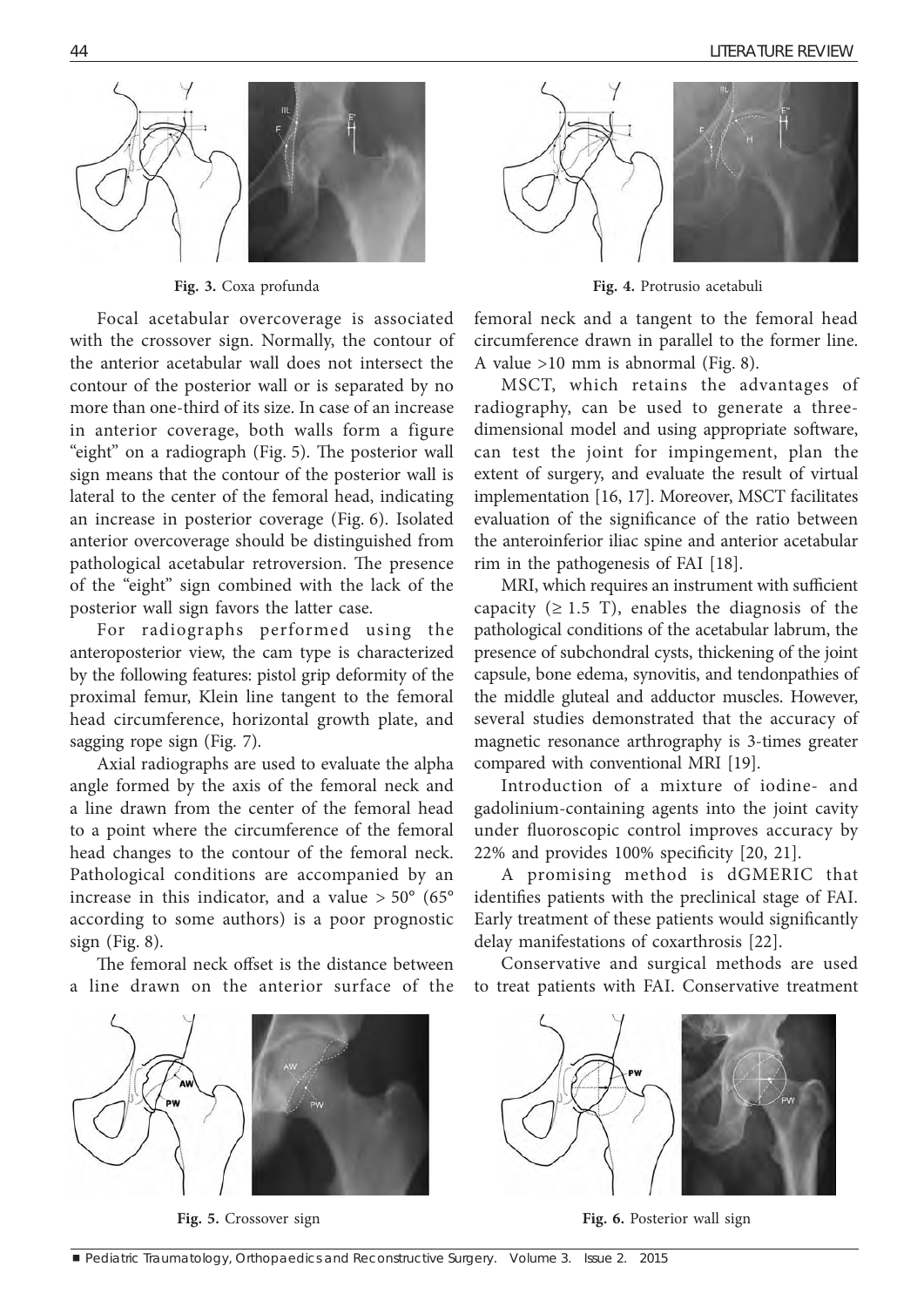**Fig. 3.** Coxa profunda

**Fig. 4.** Protrusio acetabuli

Focal acetabular overcoverage is associated with the crossover sign. Normally, the contour of the anterior acetabular wall does not intersect the contour of the posterior wall or is separated by no more than one-third of its size. In case of an increase in anterior coverage, both walls form a figure "eight" on a radiograph (Fig. 5). The posterior wall sign means that the contour of the posterior wall is lateral to the center of the femoral head, indicating an increase in posterior coverage (Fig. 6). Isolated anterior overcoverage should be distinguished from pathological acetabular retroversion. The presence of the "eight" sign combined with the lack of the posterior wall sign favors the latter case.

For radiographs performed using the anteroposterior view, the cam type is characterized by the following features: pistol grip deformity of the proximal femur, Klein line tangent to the femoral head circumference, horizontal growth plate, and sagging rope sign (Fig. 7).

Axial radiographs are used to evaluate the alpha angle formed by the axis of the femoral neck and a line drawn from the center of the femoral head to a point where the circumference of the femoral head changes to the contour of the femoral neck. Pathological conditions are accompanied by an increase in this indicator, and a value > 50° (65° according to some authors) is a poor prognostic sign (Fig. 8).

The femoral neck offset is the distance between a line drawn on the anterior surface of the femoral neck and a tangent to the femoral head circumference drawn in parallel to the former line. A value >10 mm is abnormal (Fig. 8).

MSCT, which retains the advantages of radiography, can be used to generate a three-dimensional model and using appropriate software, can test the joint for impingement, plan the extent of surgery, and evaluate the result of virtual implementation [16, 17]. Moreover, MSCT facilitates evaluation of the significance of the ratio between the anteroinferior iliac spine and anterior acetabular rim in the pathogenesis of FAI [18].

MRI, which requires an instrument with sufficient capacity (≥ 1.5 T), enables the diagnosis of the pathological conditions of the acetabular labrum, the presence of subchondral cysts, thickening of the joint capsule, bone edema, synovitis, and tendonpathies of the middle gluteal and adductor muscles. However, several studies demonstrated that the accuracy of magnetic resonance arthrography is 3-times greater compared with conventional MRI [19].

Introduction of a mixture of iodine- and gadolinium-containing agents into the joint cavity under fluoroscopic control improves accuracy by 22% and provides 100% specificity [20, 21].

A promising method is dGMERIC that identifies patients with the preclinical stage of FAI. Early treatment of these patients would significantly delay manifestations of coxarthrosis [22].

Conservative and surgical methods are used to treat patients with FAI. Conservative treatment

**Fig. 5.** Crossover sign

**Fig. 6.** Posterior wall sign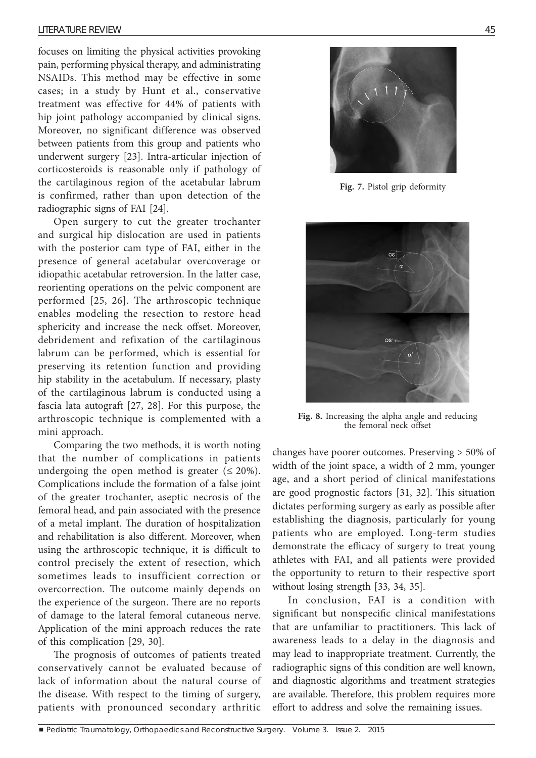focuses on limiting the physical activities provoking pain, performing physical therapy, and administrating NSAIDs. This method may be effective in some cases; in a study by Hunt et al., conservative treatment was effective for 44% of patients with hip joint pathology accompanied by clinical signs. Moreover, no significant difference was observed between patients from this group and patients who underwent surgery [23]. Intra-articular injection of corticosteroids is reasonable only if pathology of the cartilaginous region of the acetabular labrum is confirmed, rather than upon detection of the radiographic signs of FAI [24].

Open surgery to cut the greater trochanter and surgical hip dislocation are used in patients with the posterior cam type of FAI, either in the presence of general acetabular overcoverage or idiopathic acetabular retroversion. In the latter case, reorienting operations on the pelvic component are performed [25, 26]. The arthroscopic technique enables modeling the resection to restore head sphericity and increase the neck offset. Moreover, debridement and refixation of the cartilaginous labrum can be performed, which is essential for preserving its retention function and providing hip stability in the acetabulum. If necessary, plasty of the cartilaginous labrum is conducted using a fascia lata autograft [27, 28]. For this purpose, the arthroscopic technique is complemented with a mini approach.

Comparing the two methods, it is worth noting that the number of complications in patients undergoing the open method is greater (≤ 20%). Complications include the formation of a false joint of the greater trochanter, aseptic necrosis of the femoral head, and pain associated with the presence of a metal implant. The duration of hospitalization and rehabilitation is also different. Moreover, when using the arthroscopic technique, it is difficult to control precisely the extent of resection, which sometimes leads to insufficient correction or overcorrection. The outcome mainly depends on the experience of the surgeon. There are no reports of damage to the lateral femoral cutaneous nerve. Application of the mini approach reduces the rate of this complication [29, 30].

The prognosis of outcomes of patients treated conservatively cannot be evaluated because of lack of information about the natural course of the disease. With respect to the timing of surgery, patients with pronounced secondary arthritic changes have poorer outcomes. Preserving > 50% of width of the joint space, a width of 2 mm, younger age, and a short period of clinical manifestations are good prognostic factors [31, 32]. This situation dictates performing surgery as early as possible after establishing the diagnosis, particularly for young patients who are employed. Long-term studies demonstrate the efficacy of surgery to treat young athletes with FAI, and all patients were provided the opportunity to return to their respective sport without losing strength [33, 34, 35].

**Fig. 7.** Pistol grip deformity

**Fig. 8.** Increasing the alpha angle and reducing the femoral neck offset

In conclusion, FAI is a condition with significant but nonspecific clinical manifestations that are unfamiliar to practitioners. This lack of awareness leads to a delay in the diagnosis and may lead to inappropriate treatment. Currently, the radiographic signs of this condition are well known, and diagnostic algorithms and treatment strategies are available. Therefore, this problem requires more effort to address and solve the remaining issues.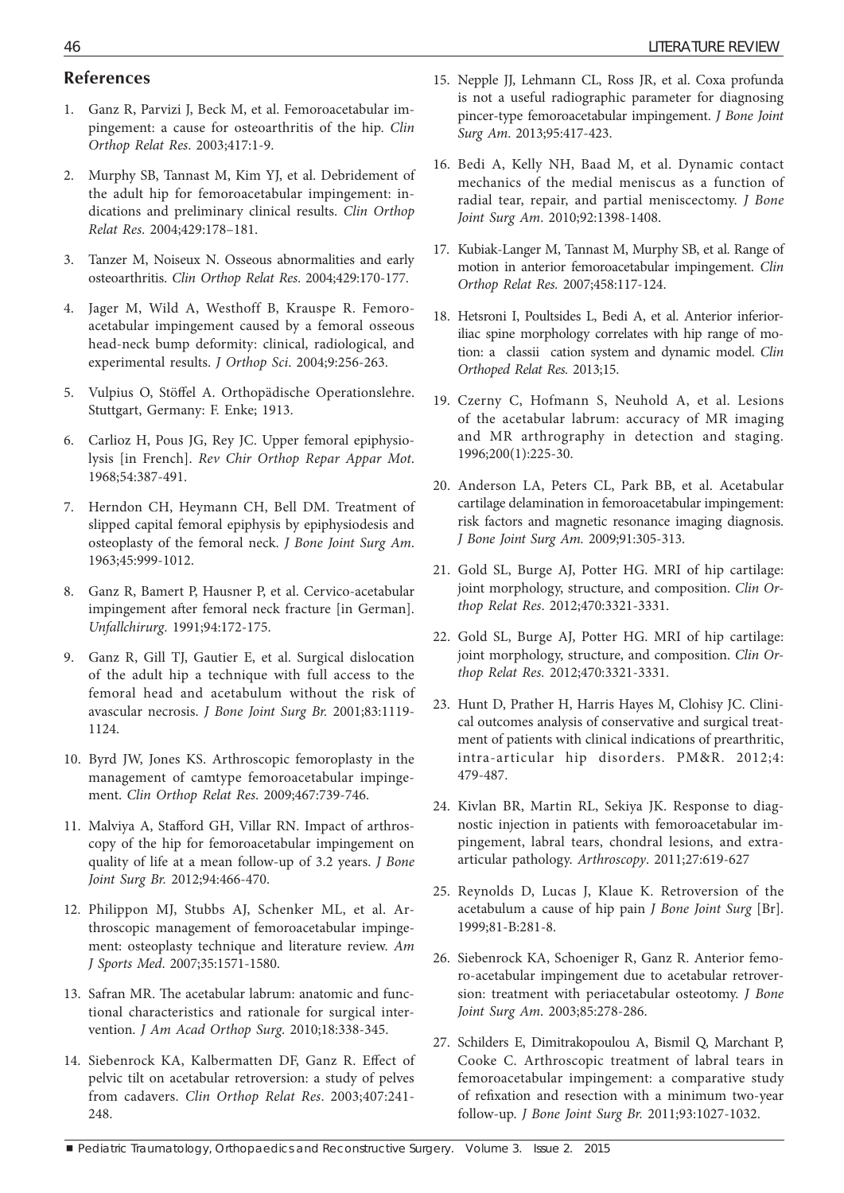## References

1. Ganz R, Parvizi J, Beck M, et al. Femoroacetabular impingement: a cause for osteoarthritis of the hip. *Clin Orthop Relat Res*. 2003;417:1-9.
2. Murphy SB, Tannast M, Kim YJ, et al. Debridement of the adult hip for femoroacetabular impingement: indications and preliminary clinical results. *Clin Orthop Relat Res*. 2004;429:178–181.
3. Tanzer M, Noiseux N. Osseous abnormalities and early osteoarthritis. *Clin Orthop Relat Res*. 2004;429:170-177.
4. Jager M, Wild A, Westhoff B, Krauspe R. Femoroacetabular impingement caused by a femoral osseous head-neck bump deformity: clinical, radiological, and experimental results. *J Orthop Sci*. 2004;9:256-263.
5. Vulpius O, Stöffel A. Orthopädische Operationslehre. Stuttgart, Germany: F. Enke; 1913.
6. Carlioz H, Pous JG, Rey JC. Upper femoral epiphysiolysis [in French]. *Rev Chir Orthop Repar Appar Mot*. 1968;54:387-491.
7. Herndon CH, Heymann CH, Bell DM. Treatment of slipped capital femoral epiphysis by epiphysiodesis and osteoplasty of the femoral neck. *J Bone Joint Surg Am*. 1963;45:999-1012.
8. Ganz R, Bamert P, Hausner P, et al. Cervico-acetabular impingement after femoral neck fracture [in German]. *Unfallchirurg*. 1991;94:172-175.
9. Ganz R, Gill TJ, Gautier E, et al. Surgical dislocation of the adult hip a technique with full access to the femoral head and acetabulum without the risk of avascular necrosis. *J Bone Joint Surg Br.* 2001;83:1119-1124.
10. Byrd JW, Jones KS. Arthroscopic femoroplasty in the management of camtype femoroacetabular impingement. *Clin Orthop Relat Res*. 2009;467:739-746.
11. Malviya A, Stafford GH, Villar RN. Impact of arthroscopy of the hip for femoroacetabular impingement on quality of life at a mean follow-up of 3.2 years. *J Bone Joint Surg Br.* 2012;94:466-470.
12. Philippon MJ, Stubbs AJ, Schenker ML, et al. Arthroscopic management of femoroacetabular impingement: osteoplasty technique and literature review. *Am J Sports Med*. 2007;35:1571-1580.
13. Safran MR. The acetabular labrum: anatomic and functional characteristics and rationale for surgical intervention. *J Am Acad Orthop Surg*. 2010;18:338-345.
14. Siebenrock KA, Kalbermatten DF, Ganz R. Effect of pelvic tilt on acetabular retroversion: a study of pelves from cadavers. *Clin Orthop Relat Res*. 2003;407:241-248.
15. Nepple JJ, Lehmann CL, Ross JR, et al. Coxa profunda is not a useful radiographic parameter for diagnosing pincer-type femoroacetabular impingement. *J Bone Joint Surg Am*. 2013;95:417-423.
16. Bedi A, Kelly NH, Baad M, et al. Dynamic contact mechanics of the medial meniscus as a function of radial tear, repair, and partial meniscectomy. *J Bone Joint Surg Am*. 2010;92:1398-1408.
17. Kubiak-Langer M, Tannast M, Murphy SB, et al. Range of motion in anterior femoroacetabular impingement. *Clin Orthop Relat Res.* 2007;458:117-124.
18. Hetsroni I, Poultsides L, Bedi A, et al. Anterior inferior-iliac spine morphology correlates with hip range of motion: a classii cation system and dynamic model. *Clin Orthoped Relat Res.* 2013;15.
19. Czerny C, Hofmann S, Neuhold A, et al. Lesions of the acetabular labrum: accuracy of MR imaging and MR arthrography in detection and staging. 1996;200(1):225-30.
20. Anderson LA, Peters CL, Park BB, et al. Acetabular cartilage delamination in femoroacetabular impingement: risk factors and magnetic resonance imaging diagnosis. *J Bone Joint Surg Am.* 2009;91:305-313.
21. Gold SL, Burge AJ, Potter HG. MRI of hip cartilage: joint morphology, structure, and composition. *Clin Orthop Relat Res*. 2012;470:3321-3331.
22. Gold SL, Burge AJ, Potter HG. MRI of hip cartilage: joint morphology, structure, and composition. *Clin Orthop Relat Res.* 2012;470:3321-3331.
23. Hunt D, Prather H, Harris Hayes M, Clohisy JC. Clinical outcomes analysis of conservative and surgical treatment of patients with clinical indications of prearthritic, intra-articular hip disorders. PM&R. 2012;4:479-487.
24. Kivlan BR, Martin RL, Sekiya JK. Response to diagnostic injection in patients with femoroacetabular impingement, labral tears, chondral lesions, and extra-articular pathology. *Arthroscopy*. 2011;27:619-627
25. Reynolds D, Lucas J, Klaue K. Retroversion of the acetabulum a cause of hip pain *J Bone Joint Surg* [Br]. 1999;81-B:281-8.
26. Siebenrock KA, Schoeniger R, Ganz R. Anterior femoro-acetabular impingement due to acetabular retroversion: treatment with periacetabular osteotomy. *J Bone Joint Surg Am*. 2003;85:278-286.
27. Schilders E, Dimitrakopoulou A, Bismil Q, Marchant P, Cooke C. Arthroscopic treatment of labral tears in femoroacetabular impingement: a comparative study of refixation and resection with a minimum two-year follow-up. *J Bone Joint Surg Br.* 2011;93:1027-1032.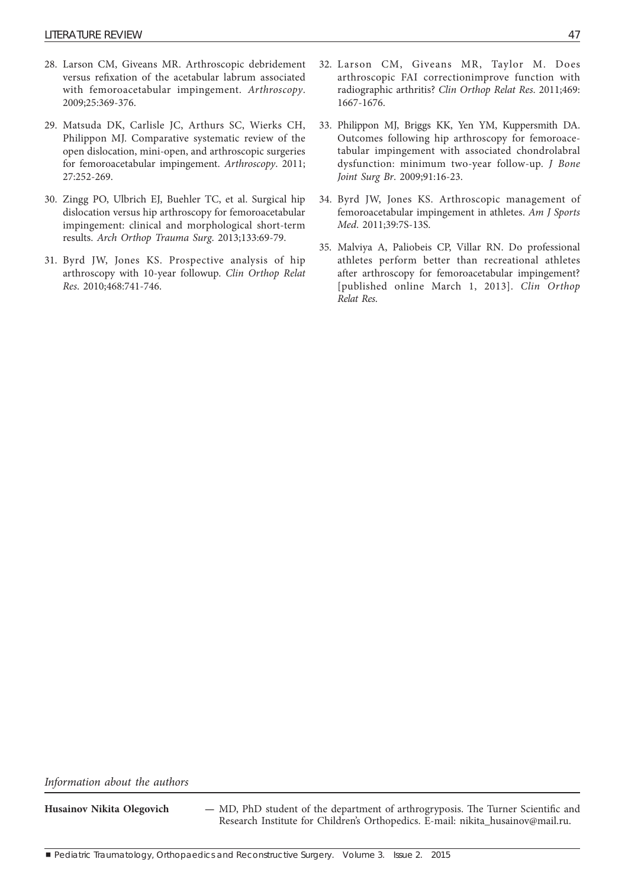28. Larson CM, Giveans MR. Arthroscopic debridement versus refixation of the acetabular labrum associated with femoroacetabular impingement. *Arthroscopy*. 2009;25:369-376.

29. Matsuda DK, Carlisle JC, Arthurs SC, Wierks CH, Philippon MJ. Comparative systematic review of the open dislocation, mini-open, and arthroscopic surgeries for femoroacetabular impingement. *Arthroscopy*. 2011; 27:252-269.

30. Zingg PO, Ulbrich EJ, Buehler TC, et al. Surgical hip dislocation versus hip arthroscopy for femoroacetabular impingement: clinical and morphological short-term results. *Arch Orthop Trauma Surg*. 2013;133:69-79.

31. Byrd JW, Jones KS. Prospective analysis of hip arthroscopy with 10-year followup. *Clin Orthop Relat Res*. 2010;468:741-746.

32. Larson CM, Giveans MR, Taylor M. Does arthroscopic FAI correctionimprove function with radiographic arthritis? *Clin Orthop Relat Res*. 2011;469: 1667-1676.

33. Philippon MJ, Briggs KK, Yen YM, Kuppersmith DA. Outcomes following hip arthroscopy for femoroacetabular impingement with associated chondrolabral dysfunction: minimum two-year follow-up. *J Bone Joint Surg Br*. 2009;91:16-23.

34. Byrd JW, Jones KS. Arthroscopic management of femoroacetabular impingement in athletes. *Am J Sports Med*. 2011;39:7S-13S.

35. Malviya A, Paliobeis CP, Villar RN. Do professional athletes perform better than recreational athletes after arthroscopy for femoroacetabular impingement? [published online March 1, 2013]. *Clin Orthop Relat Res*.

*Information about the authors*

**Husainov Nikita Olegovich** — MD, PhD student of the department of arthrogryposis. The Turner Scientific and Research Institute for Children's Orthopedics. E-mail: nikita_husainov@mail.ru.